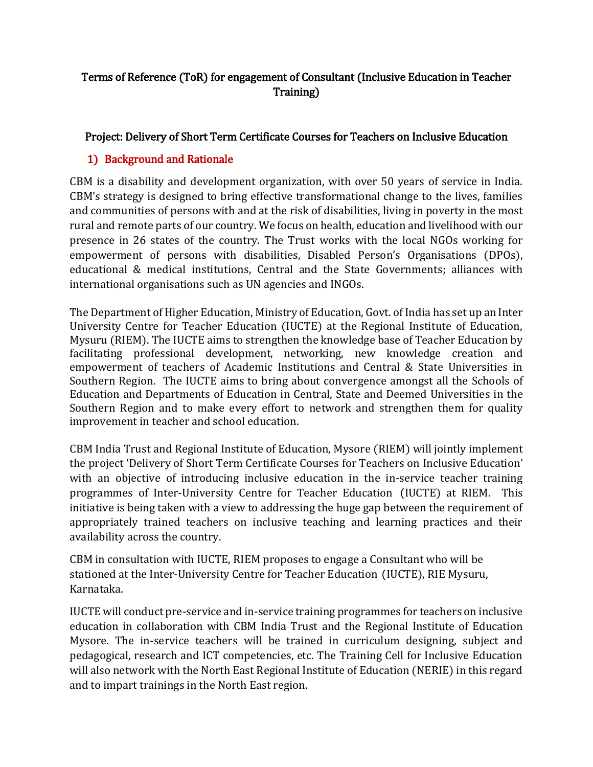# Terms of Reference (ToR) for engagement of Consultant (Inclusive Education in Teacher Training)

## Project: Delivery of Short Term Certificate Courses for Teachers on Inclusive Education

## 1) Background and Rationale

CBM is a disability and development organization, with over 50 years of service in India. CBM's strategy is designed to bring effective transformational change to the lives, families and communities of persons with and at the risk of disabilities, living in poverty in the most rural and remote parts of our country. We focus on health, education and livelihood with our presence in 26 states of the country. The Trust works with the local NGOs working for empowerment of persons with disabilities, Disabled Person's Organisations (DPOs), educational & medical institutions, Central and the State Governments; alliances with international organisations such as UN agencies and INGOs.

The Department of Higher Education, Ministry of Education, Govt. of India has set up an Inter University Centre for Teacher Education (IUCTE) at the Regional Institute of Education, Mysuru (RIEM). The IUCTE aims to strengthen the knowledge base of Teacher Education by facilitating professional development, networking, new knowledge creation and empowerment of teachers of Academic Institutions and Central & State Universities in Southern Region. The IUCTE aims to bring about convergence amongst all the Schools of Education and Departments of Education in Central, State and Deemed Universities in the Southern Region and to make every effort to network and strengthen them for quality improvement in teacher and school education.

CBM India Trust and Regional Institute of Education, Mysore (RIEM) will jointly implement the project 'Delivery of Short Term Certificate Courses for Teachers on Inclusive Education' with an objective of introducing inclusive education in the in-service teacher training programmes of Inter-University Centre for Teacher Education (IUCTE) at RIEM. This initiative is being taken with a view to addressing the huge gap between the requirement of appropriately trained teachers on inclusive teaching and learning practices and their availability across the country.

CBM in consultation with IUCTE, RIEM proposes to engage a Consultant who will be stationed at the Inter-University Centre for Teacher Education (IUCTE), RIE Mysuru, Karnataka.

IUCTE will conduct pre-service and in-service training programmes for teachers on inclusive education in collaboration with CBM India Trust and the Regional Institute of Education Mysore. The in-service teachers will be trained in curriculum designing, subject and pedagogical, research and ICT competencies, etc. The Training Cell for Inclusive Education will also network with the North East Regional Institute of Education (NERIE) in this regard and to impart trainings in the North East region.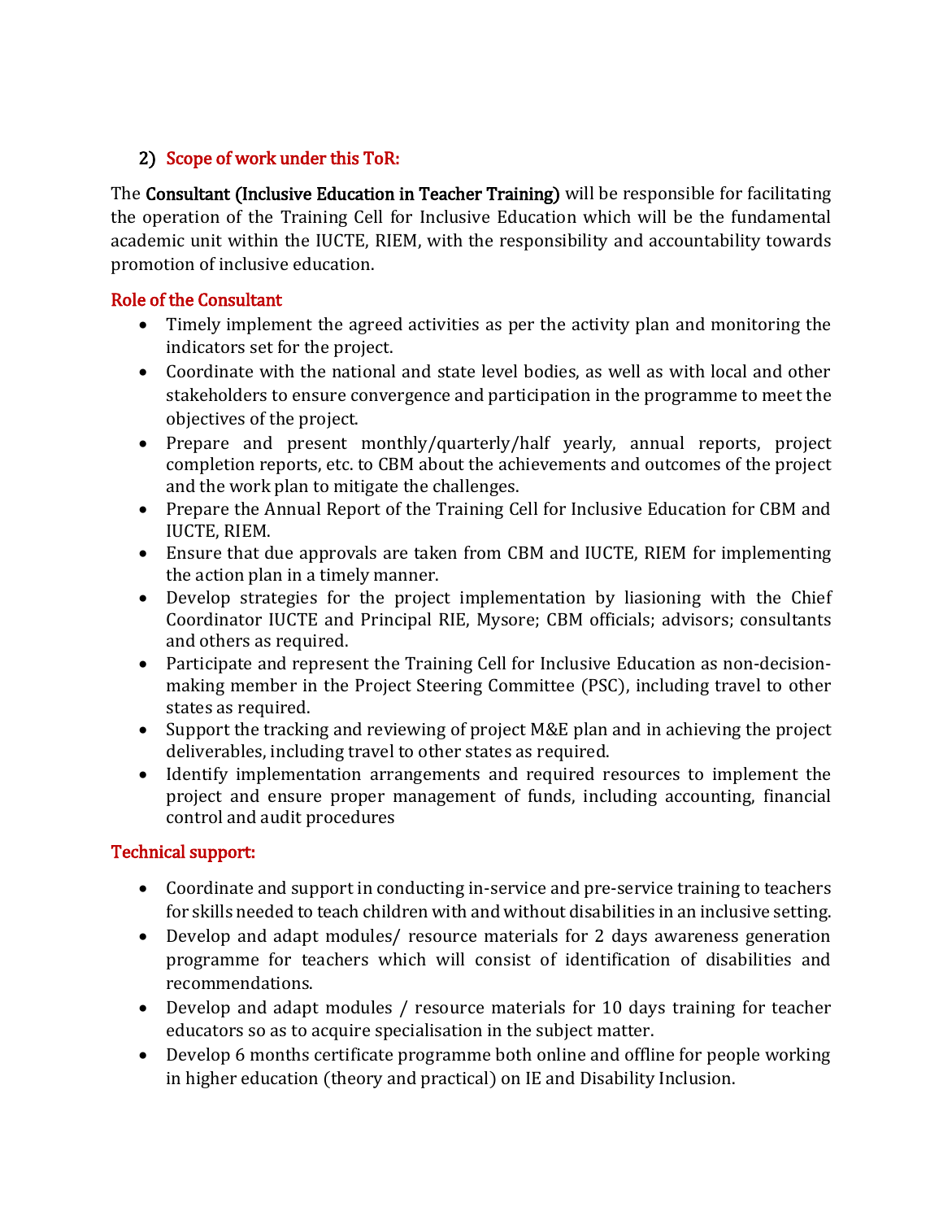## 2) Scope of work under this ToR:

The **Consultant (Inclusive Education in Teacher Training)** will be responsible for facilitating the operation of the Training Cell for Inclusive Education which will be the fundamental academic unit within the IUCTE, RIEM, with the responsibility and accountability towards promotion of inclusive education.

### Role of the Consultant

- Timely implement the agreed activities as per the activity plan and monitoring the indicators set for the project.
- Coordinate with the national and state level bodies, as well as with local and other stakeholders to ensure convergence and participation in the programme to meet the objectives of the project.
- Prepare and present monthly/quarterly/half yearly, annual reports, project completion reports, etc. to CBM about the achievements and outcomes of the project and the work plan to mitigate the challenges.
- Prepare the Annual Report of the Training Cell for Inclusive Education for CBM and IUCTE, RIEM.
- Ensure that due approvals are taken from CBM and IUCTE, RIEM for implementing the action plan in a timely manner.
- Develop strategies for the project implementation by liasioning with the Chief Coordinator IUCTE and Principal RIE, Mysore; CBM officials; advisors; consultants and others as required.
- Participate and represent the Training Cell for Inclusive Education as non-decision-making member in the Project Steering Committee (PSC), including travel to other states as required.
- Support the tracking and reviewing of project M&E plan and in achieving the project deliverables, including travel to other states as required.
- Identify implementation arrangements and required resources to implement the project and ensure proper management of funds, including accounting, financial control and audit procedures

### Technical support:

- Coordinate and support in conducting in-service and pre-service training to teachers for skills needed to teach children with and without disabilities in an inclusive setting.
- Develop and adapt modules/ resource materials for 2 days awareness generation programme for teachers which will consist of identification of disabilities and recommendations.
- Develop and adapt modules / resource materials for 10 days training for teacher educators so as to acquire specialisation in the subject matter.
- Develop 6 months certificate programme both online and offline for people working in higher education (theory and practical) on IE and Disability Inclusion.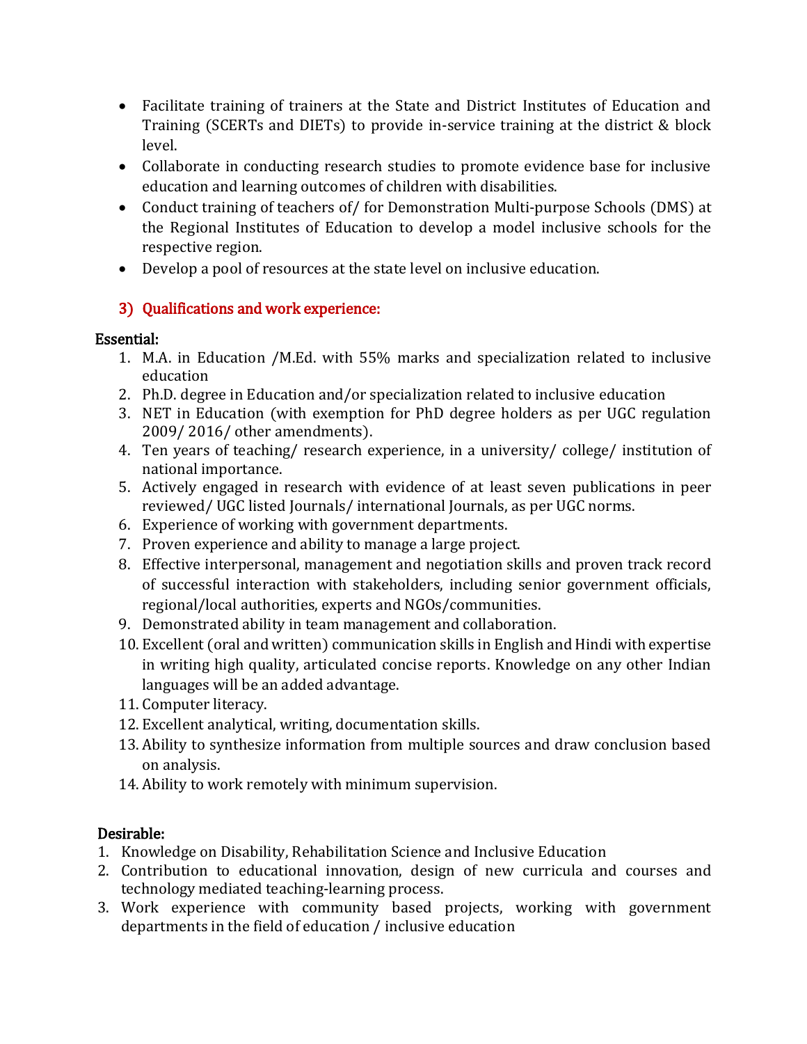- Facilitate training of trainers at the State and District Institutes of Education and Training (SCERTs and DIETs) to provide in-service training at the district & block level.
- Collaborate in conducting research studies to promote evidence base for inclusive education and learning outcomes of children with disabilities.
- Conduct training of teachers of/ for Demonstration Multi-purpose Schools (DMS) at the Regional Institutes of Education to develop a model inclusive schools for the respective region.
- Develop a pool of resources at the state level on inclusive education.

## 3) Qualifications and work experience:

**Essential:**

1. M.A. in Education /M.Ed. with 55% marks and specialization related to inclusive education
2. Ph.D. degree in Education and/or specialization related to inclusive education
3. NET in Education (with exemption for PhD degree holders as per UGC regulation 2009/ 2016/ other amendments).
4. Ten years of teaching/ research experience, in a university/ college/ institution of national importance.
5. Actively engaged in research with evidence of at least seven publications in peer reviewed/ UGC listed Journals/ international Journals, as per UGC norms.
6. Experience of working with government departments.
7. Proven experience and ability to manage a large project.
8. Effective interpersonal, management and negotiation skills and proven track record of successful interaction with stakeholders, including senior government officials, regional/local authorities, experts and NGOs/communities.
9. Demonstrated ability in team management and collaboration.
10. Excellent (oral and written) communication skills in English and Hindi with expertise in writing high quality, articulated concise reports. Knowledge on any other Indian languages will be an added advantage.
11. Computer literacy.
12. Excellent analytical, writing, documentation skills.
13. Ability to synthesize information from multiple sources and draw conclusion based on analysis.
14. Ability to work remotely with minimum supervision.

**Desirable:**

1. Knowledge on Disability, Rehabilitation Science and Inclusive Education
2. Contribution to educational innovation, design of new curricula and courses and technology mediated teaching-learning process.
3. Work experience with community based projects, working with government departments in the field of education / inclusive education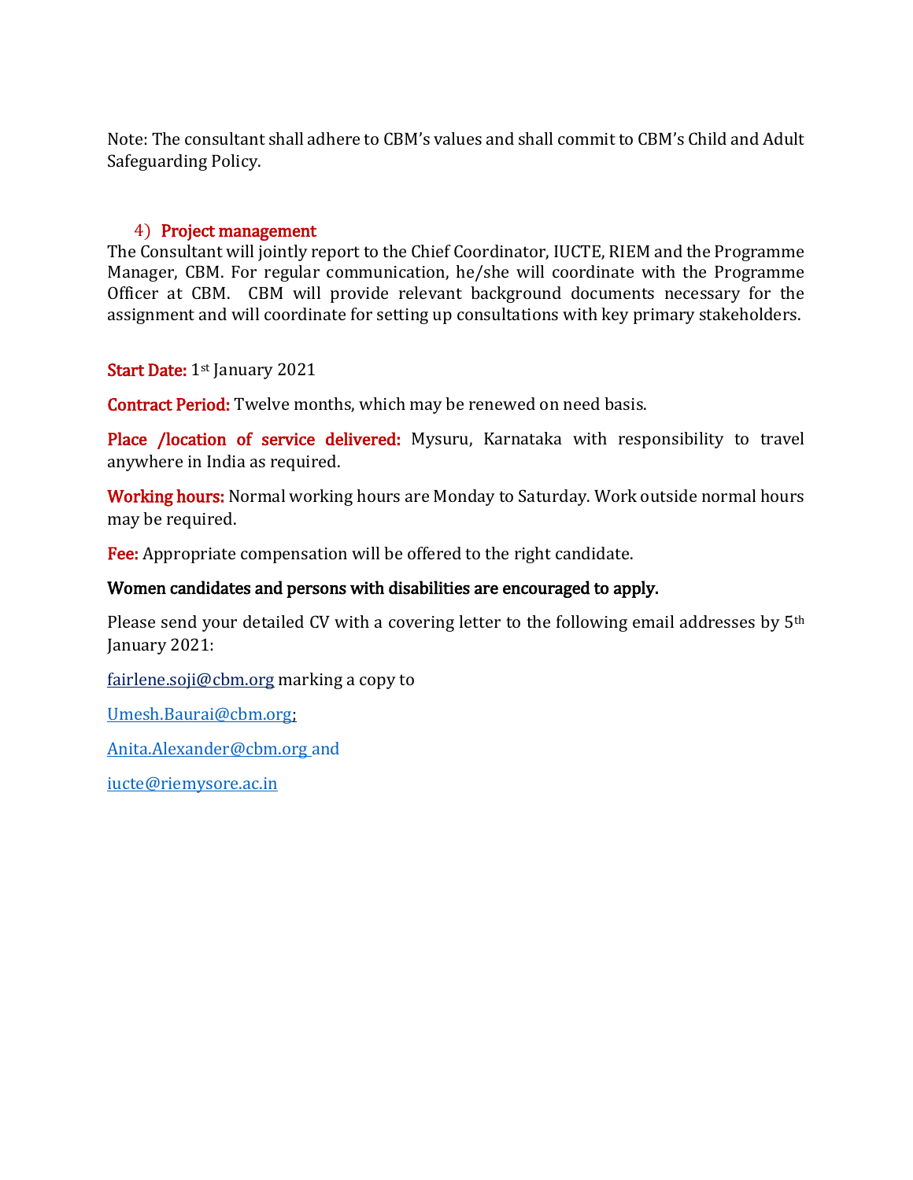Note: The consultant shall adhere to CBM's values and shall commit to CBM's Child and Adult Safeguarding Policy.

## 4) Project management

The Consultant will jointly report to the Chief Coordinator, IUCTE, RIEM and the Programme Manager, CBM. For regular communication, he/she will coordinate with the Programme Officer at CBM. CBM will provide relevant background documents necessary for the assignment and will coordinate for setting up consultations with key primary stakeholders.

**Start Date:** 1st January 2021

**Contract Period:** Twelve months, which may be renewed on need basis.

**Place /location of service delivered:** Mysuru, Karnataka with responsibility to travel anywhere in India as required.

**Working hours:** Normal working hours are Monday to Saturday. Work outside normal hours may be required.

**Fee:** Appropriate compensation will be offered to the right candidate.

**Women candidates and persons with disabilities are encouraged to apply.**

Please send your detailed CV with a covering letter to the following email addresses by 5th January 2021:

fairlene.soji@cbm.org marking a copy to

Umesh.Baurai@cbm.org;

Anita.Alexander@cbm.org and

iucte@riemysore.ac.in